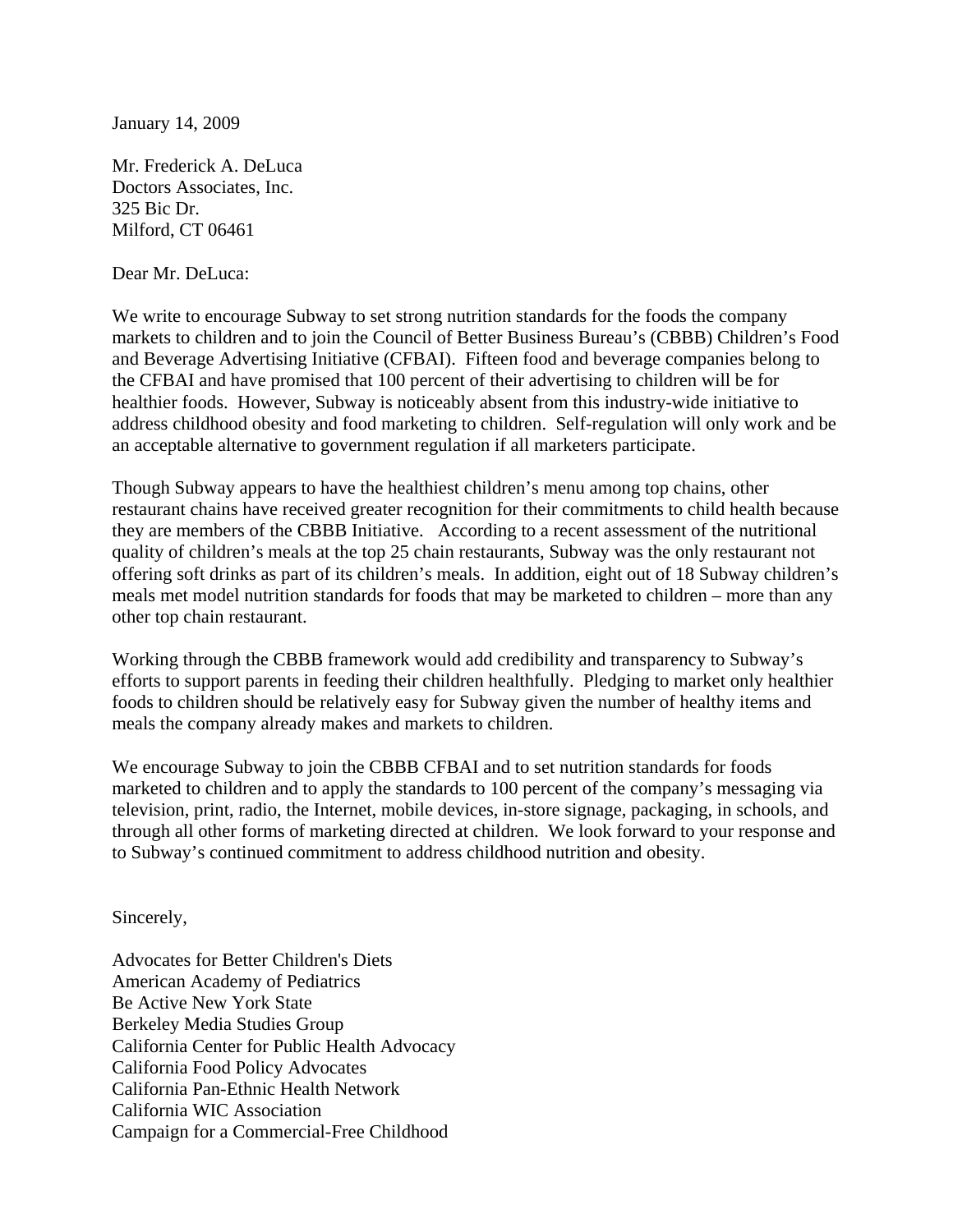January 14, 2009

Mr. Frederick A. DeLuca
Doctors Associates, Inc.
325 Bic Dr.
Milford, CT 06461

Dear Mr. DeLuca:

We write to encourage Subway to set strong nutrition standards for the foods the company markets to children and to join the Council of Better Business Bureau's (CBBB) Children's Food and Beverage Advertising Initiative (CFBAI). Fifteen food and beverage companies belong to the CFBAI and have promised that 100 percent of their advertising to children will be for healthier foods. However, Subway is noticeably absent from this industry-wide initiative to address childhood obesity and food marketing to children. Self-regulation will only work and be an acceptable alternative to government regulation if all marketers participate.

Though Subway appears to have the healthiest children's menu among top chains, other restaurant chains have received greater recognition for their commitments to child health because they are members of the CBBB Initiative. According to a recent assessment of the nutritional quality of children's meals at the top 25 chain restaurants, Subway was the only restaurant not offering soft drinks as part of its children's meals. In addition, eight out of 18 Subway children's meals met model nutrition standards for foods that may be marketed to children – more than any other top chain restaurant.

Working through the CBBB framework would add credibility and transparency to Subway's efforts to support parents in feeding their children healthfully. Pledging to market only healthier foods to children should be relatively easy for Subway given the number of healthy items and meals the company already makes and markets to children.

We encourage Subway to join the CBBB CFBAI and to set nutrition standards for foods marketed to children and to apply the standards to 100 percent of the company's messaging via television, print, radio, the Internet, mobile devices, in-store signage, packaging, in schools, and through all other forms of marketing directed at children. We look forward to your response and to Subway's continued commitment to address childhood nutrition and obesity.

Sincerely,

Advocates for Better Children's Diets
American Academy of Pediatrics
Be Active New York State
Berkeley Media Studies Group
California Center for Public Health Advocacy
California Food Policy Advocates
California Pan-Ethnic Health Network
California WIC Association
Campaign for a Commercial-Free Childhood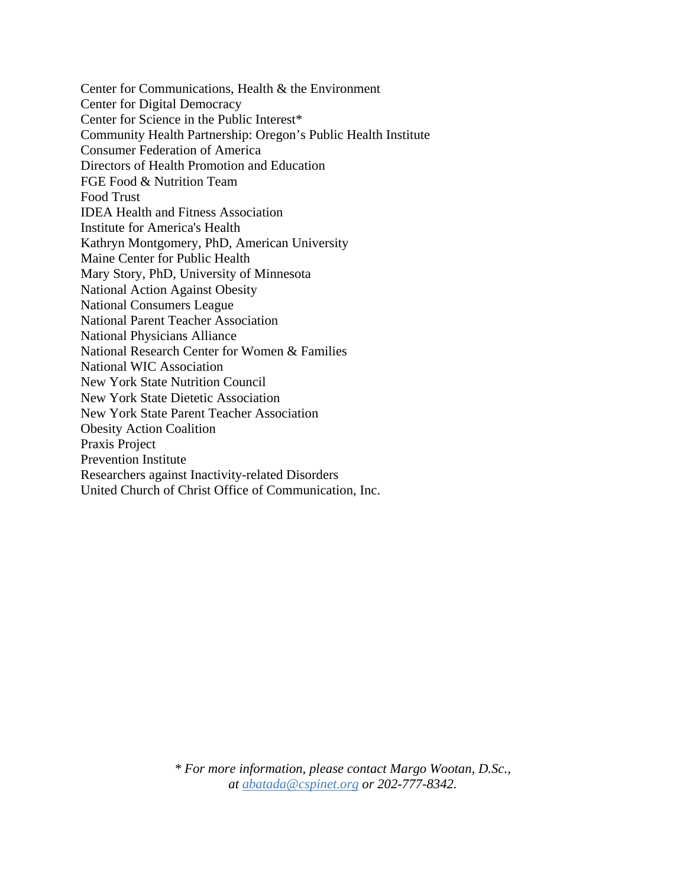Center for Communications, Health & the Environment
Center for Digital Democracy
Center for Science in the Public Interest*
Community Health Partnership: Oregon's Public Health Institute
Consumer Federation of America
Directors of Health Promotion and Education
FGE Food & Nutrition Team
Food Trust
IDEA Health and Fitness Association
Institute for America's Health
Kathryn Montgomery, PhD, American University
Maine Center for Public Health
Mary Story, PhD, University of Minnesota
National Action Against Obesity
National Consumers League
National Parent Teacher Association
National Physicians Alliance
National Research Center for Women & Families
National WIC Association
New York State Nutrition Council
New York State Dietetic Association
New York State Parent Teacher Association
Obesity Action Coalition
Praxis Project
Prevention Institute
Researchers against Inactivity-related Disorders
United Church of Christ Office of Communication, Inc.

*\* For more information, please contact Margo Wootan, D.Sc., at [abatada@cspinet.org](mailto:abatada@cspinet.org) or 202-777-8342.*